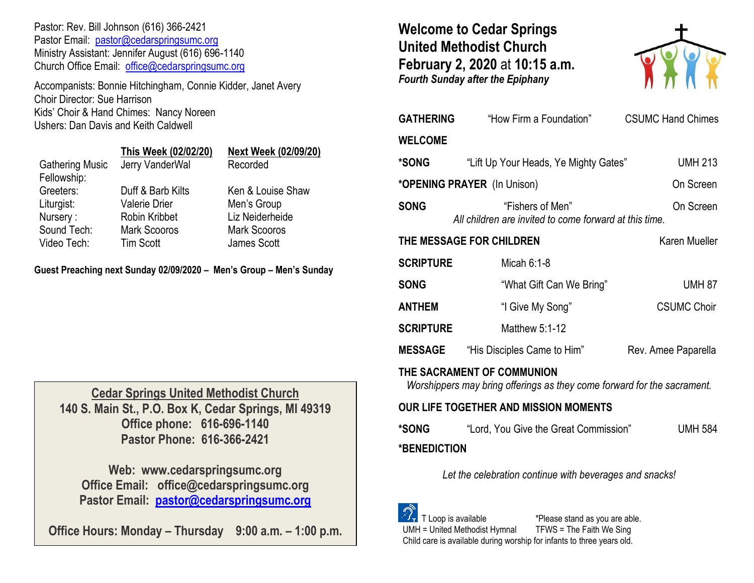Pastor: Rev. Bill Johnson (616) 366-2421
Pastor Email: pastor@cedarspringsumc.org
Ministry Assistant: Jennifer August (616) 696-1140
Church Office Email: office@cedarspringsumc.org

Accompanists: Bonnie Hitchingham, Connie Kidder, Janet Avery
Choir Director: Sue Harrison
Kids' Choir & Hand Chimes: Nancy Noreen
Ushers: Dan Davis and Keith Caldwell

| | This Week (02/02/20) | Next Week (02/09/20) |
|---|---|---|
| Gathering Music | Jerry VanderWal | Recorded |
| Fellowship: | | |
| Greeters: | Duff & Barb Kilts | Ken & Louise Shaw |
| Liturgist: | Valerie Drier | Men's Group |
| Nursery : | Robin Kribbet | Liz Neiderheide |
| Sound Tech: | Mark Scooros | Mark Scooros |
| Video Tech: | Tim Scott | James Scott |

**Guest Preaching next Sunday 02/09/2020 – Men's Group – Men's Sunday**

**Cedar Springs United Methodist Church**
**140 S. Main St., P.O. Box K, Cedar Springs, MI 49319**
**Office phone: 616-696-1140**
**Pastor Phone: 616-366-2421**

**Web: www.cedarspringsumc.org**
**Office Email: office@cedarspringsumc.org**
**Pastor Email: pastor@cedarspringsumc.org**

**Office Hours: Monday – Thursday 9:00 a.m. – 1:00 p.m.**

# Welcome to Cedar Springs United Methodist Church
## February 2, 2020 at 10:15 a.m.
***Fourth Sunday after the Epiphany***

**GATHERING** "How Firm a Foundation" CSUMC Hand Chimes

**WELCOME**

**\*SONG** "Lift Up Your Heads, Ye Mighty Gates" UMH 213

**\*OPENING PRAYER** (In Unison) On Screen

**SONG** "Fishers of Men" On Screen
*All children are invited to come forward at this time.*

**THE MESSAGE FOR CHILDREN** Karen Mueller

**SCRIPTURE** Micah 6:1-8

**SONG** "What Gift Can We Bring" UMH 87

**ANTHEM** "I Give My Song" CSUMC Choir

**SCRIPTURE** Matthew 5:1-12

**MESSAGE** "His Disciples Came to Him" Rev. Amee Paparella

**THE SACRAMENT OF COMMUNION**
*Worshippers may bring offerings as they come forward for the sacrament.*

**OUR LIFE TOGETHER AND MISSION MOMENTS**

**\*SONG** "Lord, You Give the Great Commission" UMH 584

**\*BENEDICTION**

*Let the celebration continue with beverages and snacks!*

T Loop is available *Please stand as you are able.
UMH = United Methodist Hymnal TFWS = The Faith We Sing
Child care is available during worship for infants to three years old.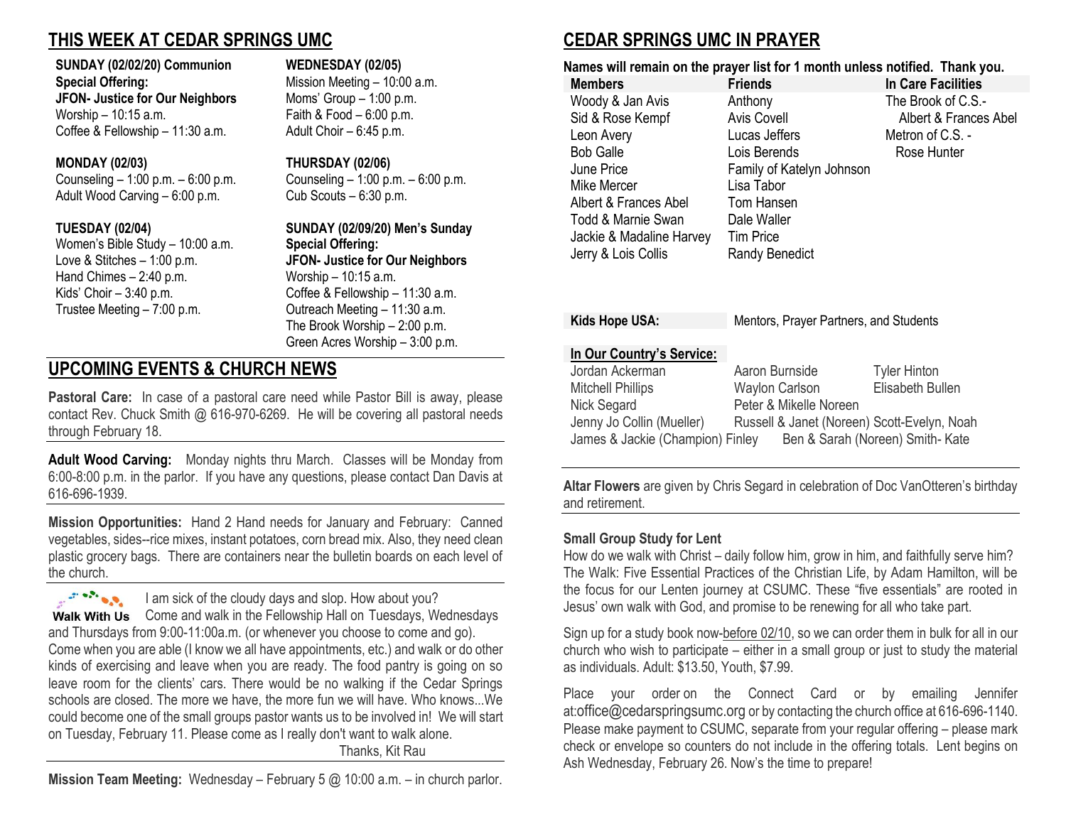## THIS WEEK AT CEDAR SPRINGS UMC

**SUNDAY (02/02/20) Communion**
**Special Offering:**
**JFON- Justice for Our Neighbors**
Worship – 10:15 a.m.
Coffee & Fellowship – 11:30 a.m.

**MONDAY (02/03)**
Counseling – 1:00 p.m. – 6:00 p.m.
Adult Wood Carving – 6:00 p.m.

**TUESDAY (02/04)**
Women's Bible Study – 10:00 a.m.
Love & Stitches – 1:00 p.m.
Hand Chimes – 2:40 p.m.
Kids' Choir – 3:40 p.m.
Trustee Meeting – 7:00 p.m.

**WEDNESDAY (02/05)**
Mission Meeting – 10:00 a.m.
Moms' Group – 1:00 p.m.
Faith & Food – 6:00 p.m.
Adult Choir – 6:45 p.m.

**THURSDAY (02/06)**
Counseling – 1:00 p.m. – 6:00 p.m.
Cub Scouts – 6:30 p.m.

**SUNDAY (02/09/20) Men's Sunday**
**Special Offering:**
**JFON- Justice for Our Neighbors**
Worship – 10:15 a.m.
Coffee & Fellowship – 11:30 a.m.
Outreach Meeting – 11:30 a.m.
The Brook Worship – 2:00 p.m.
Green Acres Worship – 3:00 p.m.

## UPCOMING EVENTS & CHURCH NEWS

**Pastoral Care:** In case of a pastoral care need while Pastor Bill is away, please contact Rev. Chuck Smith @ 616-970-6269. He will be covering all pastoral needs through February 18.

**Adult Wood Carving:** Monday nights thru March. Classes will be Monday from 6:00-8:00 p.m. in the parlor. If you have any questions, please contact Dan Davis at 616-696-1939.

**Mission Opportunities:** Hand 2 Hand needs for January and February: Canned vegetables, sides--rice mixes, instant potatoes, corn bread mix. Also, they need clean plastic grocery bags. There are containers near the bulletin boards on each level of the church.

**Walk With Us**

I am sick of the cloudy days and slop. How about you? Come and walk in the Fellowship Hall on Tuesdays, Wednesdays and Thursdays from 9:00-11:00a.m. (or whenever you choose to come and go). Come when you are able (I know we all have appointments, etc.) and walk or do other kinds of exercising and leave when you are ready. The food pantry is going on so leave room for the clients' cars. There would be no walking if the Cedar Springs schools are closed. The more we have, the more fun we will have. Who knows...We could become one of the small groups pastor wants us to be involved in! We will start on Tuesday, February 11. Please come as I really don't want to walk alone.

Thanks, Kit Rau

**Mission Team Meeting:** Wednesday – February 5 @ 10:00 a.m. – in church parlor.

## CEDAR SPRINGS UMC IN PRAYER

**Names will remain on the prayer list for 1 month unless notified. Thank you.**

| Members | Friends | In Care Facilities |
|---|---|---|
| Woody & Jan Avis | Anthony | The Brook of C.S.- |
| Sid & Rose Kempf | Avis Covell | Albert & Frances Abel |
| Leon Avery | Lucas Jeffers | Metron of C.S. - |
| Bob Galle | Lois Berends | Rose Hunter |
| June Price | Family of Katelyn Johnson | |
| Mike Mercer | Lisa Tabor | |
| Albert & Frances Abel | Tom Hansen | |
| Todd & Marnie Swan | Dale Waller | |
| Jackie & Madaline Harvey | Tim Price | |
| Jerry & Lois Collis | Randy Benedict | |

**Kids Hope USA:** Mentors, Prayer Partners, and Students

**In Our Country's Service:**

Jordan Ackerman, Aaron Burnside, Tyler Hinton
Mitchell Phillips, Waylon Carlson, Elisabeth Bullen
Nick Segard, Peter & Mikelle Noreen
Jenny Jo Collin (Mueller), Russell & Janet (Noreen) Scott-Evelyn, Noah
James & Jackie (Champion) Finley, Ben & Sarah (Noreen) Smith- Kate

**Altar Flowers** are given by Chris Segard in celebration of Doc VanOtteren's birthday and retirement.

**Small Group Study for Lent**

How do we walk with Christ – daily follow him, grow in him, and faithfully serve him? The Walk: Five Essential Practices of the Christian Life, by Adam Hamilton, will be the focus for our Lenten journey at CSUMC. These "five essentials" are rooted in Jesus' own walk with God, and promise to be renewing for all who take part.

Sign up for a study book now-before 02/10, so we can order them in bulk for all in our church who wish to participate – either in a small group or just to study the material as individuals. Adult: $13.50, Youth, $7.99.

Place your order on the Connect Card or by emailing Jennifer at:office@cedarspringsumc.org or by contacting the church office at 616-696-1140. Please make payment to CSUMC, separate from your regular offering – please mark check or envelope so counters do not include in the offering totals. Lent begins on Ash Wednesday, February 26. Now's the time to prepare!